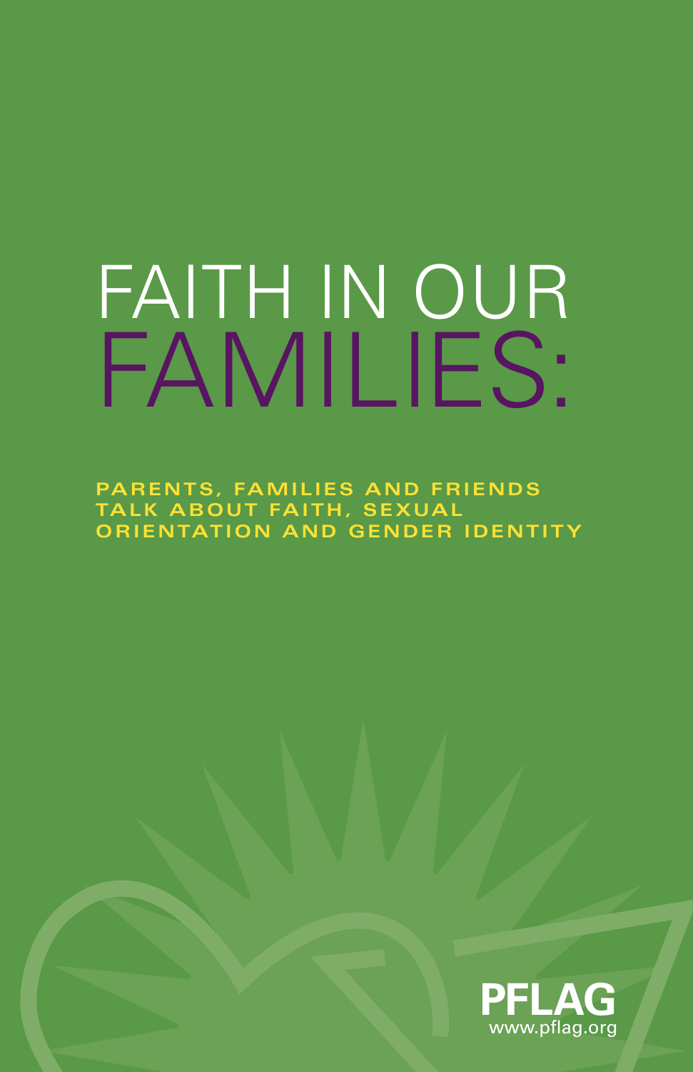# FAITH IN OUR FAMILIES:

**PARENTS, FAMILIES AND FRIENDS TALK ABOUT FAITH, SEXUAL ORIENTATION AND GENDER IDENTITY**

PFLAG

www.pflag.org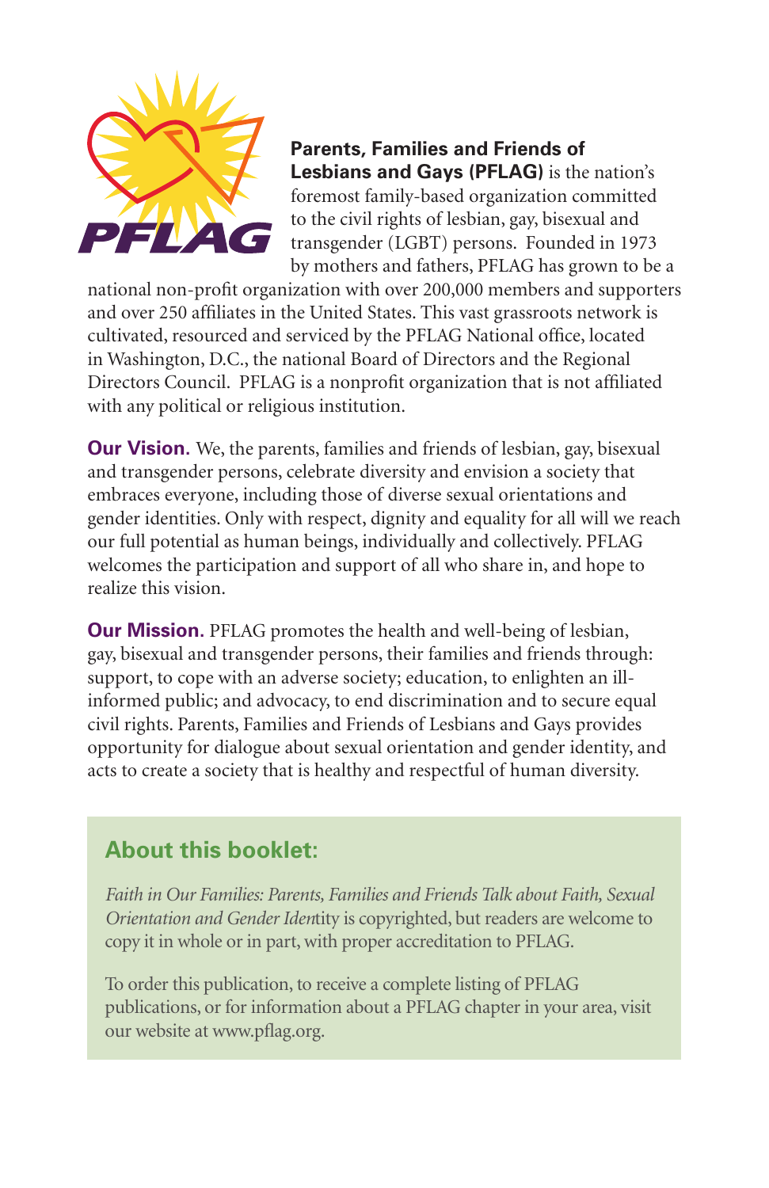**Parents, Families and Friends of Lesbians and Gays (PFLAG)** is the nation's foremost family-based organization committed to the civil rights of lesbian, gay, bisexual and transgender (LGBT) persons. Founded in 1973 by mothers and fathers, PFLAG has grown to be a national non-profit organization with over 200,000 members and supporters and over 250 affiliates in the United States. This vast grassroots network is cultivated, resourced and serviced by the PFLAG National office, located in Washington, D.C., the national Board of Directors and the Regional Directors Council. PFLAG is a nonprofit organization that is not affiliated with any political or religious institution.

**Our Vision.** We, the parents, families and friends of lesbian, gay, bisexual and transgender persons, celebrate diversity and envision a society that embraces everyone, including those of diverse sexual orientations and gender identities. Only with respect, dignity and equality for all will we reach our full potential as human beings, individually and collectively. PFLAG welcomes the participation and support of all who share in, and hope to realize this vision.

**Our Mission.** PFLAG promotes the health and well-being of lesbian, gay, bisexual and transgender persons, their families and friends through: support, to cope with an adverse society; education, to enlighten an ill-informed public; and advocacy, to end discrimination and to secure equal civil rights. Parents, Families and Friends of Lesbians and Gays provides opportunity for dialogue about sexual orientation and gender identity, and acts to create a society that is healthy and respectful of human diversity.

## About this booklet:

*Faith in Our Families: Parents, Families and Friends Talk about Faith, Sexual Orientation and Gender Iden*tity is copyrighted, but readers are welcome to copy it in whole or in part, with proper accreditation to PFLAG.

To order this publication, to receive a complete listing of PFLAG publications, or for information about a PFLAG chapter in your area, visit our website at www.pflag.org.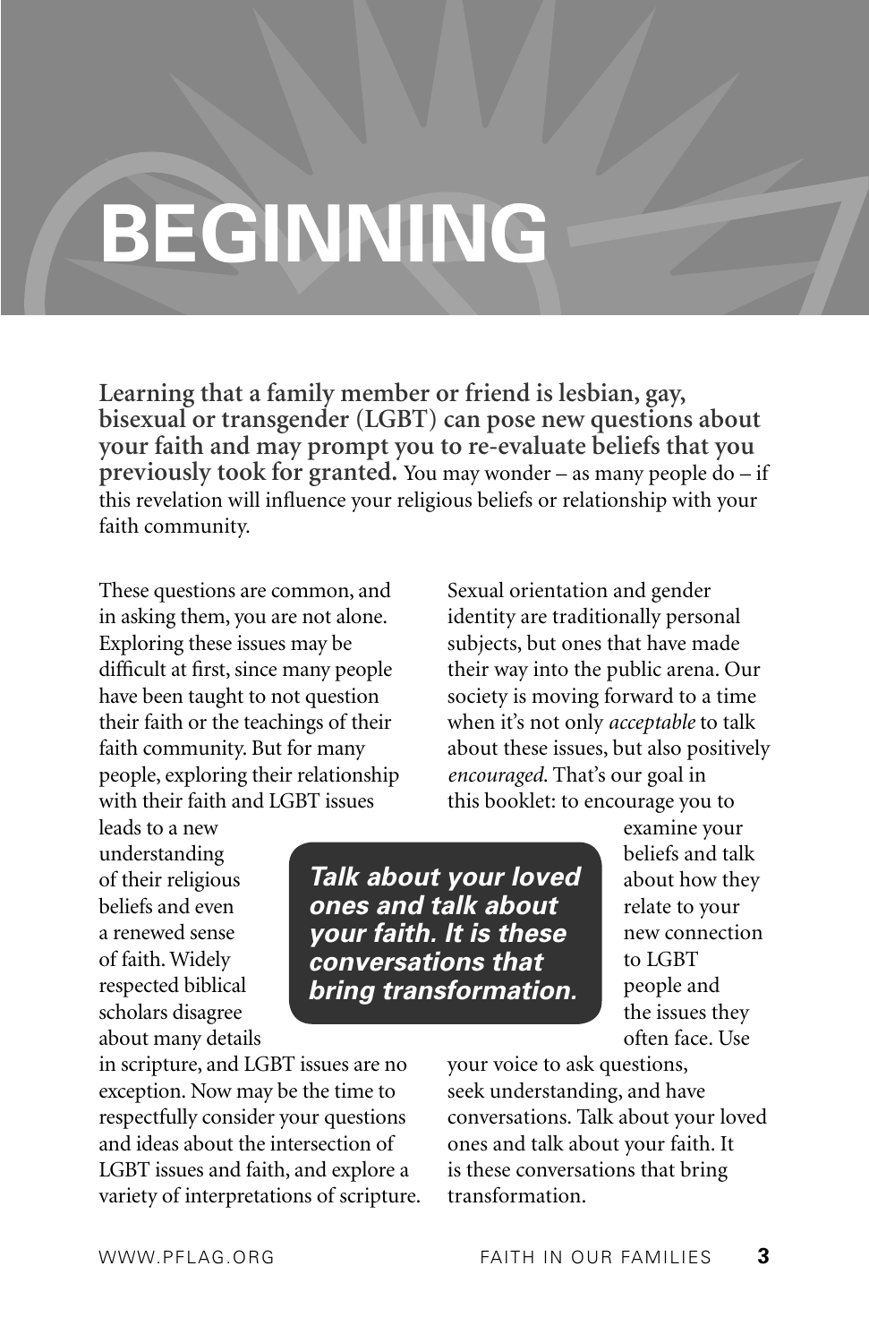# BEGINNING

**Learning that a family member or friend is lesbian, gay, bisexual or transgender (LGBT) can pose new questions about your faith and may prompt you to re-evaluate beliefs that you previously took for granted.** You may wonder – as many people do – if this revelation will influence your religious beliefs or relationship with your faith community.

These questions are common, and in asking them, you are not alone. Exploring these issues may be difficult at first, since many people have been taught to not question their faith or the teachings of their faith community. But for many people, exploring their relationship with their faith and LGBT issues leads to a new understanding of their religious beliefs and even a renewed sense of faith. Widely respected biblical scholars disagree about many details in scripture, and LGBT issues are no exception. Now may be the time to respectfully consider your questions and ideas about the intersection of LGBT issues and faith, and explore a variety of interpretations of scripture.

Sexual orientation and gender identity are traditionally personal subjects, but ones that have made their way into the public arena. Our society is moving forward to a time when it's not only *acceptable* to talk about these issues, but also positively *encouraged*. That's our goal in this booklet: to encourage you to examine your beliefs and talk about how they relate to your new connection to LGBT people and the issues they often face. Use your voice to ask questions, seek understanding, and have conversations. Talk about your loved ones and talk about your faith. It is these conversations that bring transformation.

> ***Talk about your loved ones and talk about your faith. It is these conversations that bring transformation.***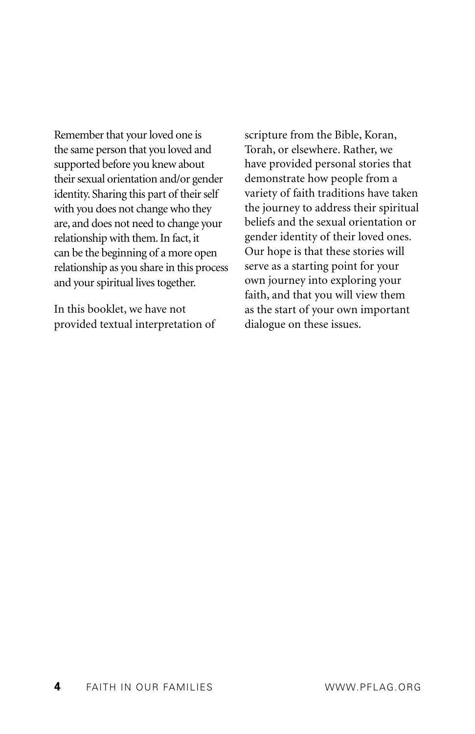Remember that your loved one is the same person that you loved and supported before you knew about their sexual orientation and/or gender identity. Sharing this part of their self with you does not change who they are, and does not need to change your relationship with them. In fact, it can be the beginning of a more open relationship as you share in this process and your spiritual lives together.

In this booklet, we have not provided textual interpretation of scripture from the Bible, Koran, Torah, or elsewhere. Rather, we have provided personal stories that demonstrate how people from a variety of faith traditions have taken the journey to address their spiritual beliefs and the sexual orientation or gender identity of their loved ones. Our hope is that these stories will serve as a starting point for your own journey into exploring your faith, and that you will view them as the start of your own important dialogue on these issues.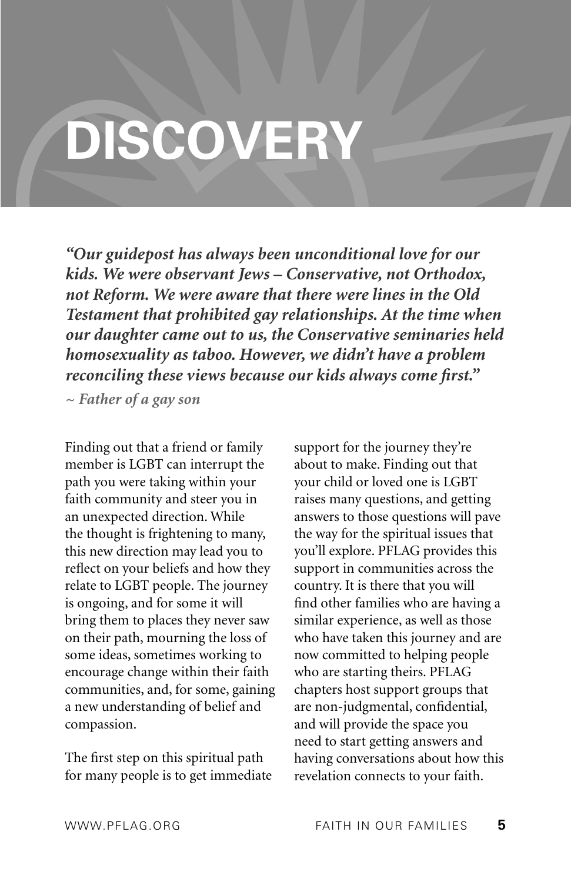# DISCOVERY

***"Our guidepost has always been unconditional love for our kids. We were observant Jews – Conservative, not Orthodox, not Reform. We were aware that there were lines in the Old Testament that prohibited gay relationships. At the time when our daughter came out to us, the Conservative seminaries held homosexuality as taboo. However, we didn't have a problem reconciling these views because our kids always come first."***

***~ Father of a gay son***

Finding out that a friend or family member is LGBT can interrupt the path you were taking within your faith community and steer you in an unexpected direction. While the thought is frightening to many, this new direction may lead you to reflect on your beliefs and how they relate to LGBT people. The journey is ongoing, and for some it will bring them to places they never saw on their path, mourning the loss of some ideas, sometimes working to encourage change within their faith communities, and, for some, gaining a new understanding of belief and compassion.

The first step on this spiritual path for many people is to get immediate support for the journey they're about to make. Finding out that your child or loved one is LGBT raises many questions, and getting answers to those questions will pave the way for the spiritual issues that you'll explore. PFLAG provides this support in communities across the country. It is there that you will find other families who are having a similar experience, as well as those who have taken this journey and are now committed to helping people who are starting theirs. PFLAG chapters host support groups that are non-judgmental, confidential, and will provide the space you need to start getting answers and having conversations about how this revelation connects to your faith.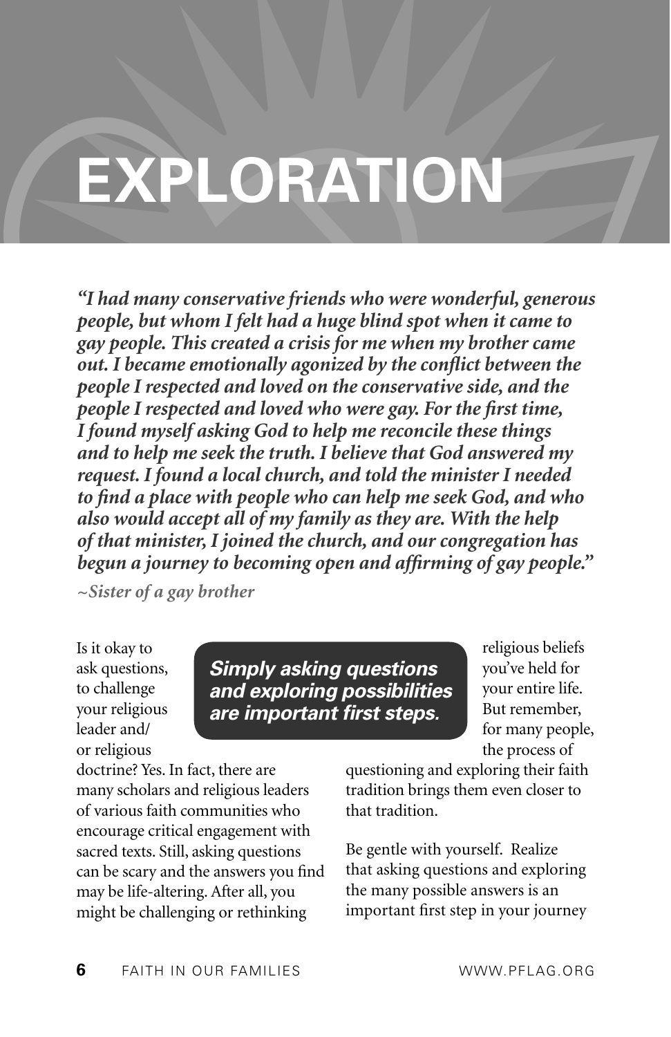# EXPLORATION

***"I had many conservative friends who were wonderful, generous people, but whom I felt had a huge blind spot when it came to gay people. This created a crisis for me when my brother came out. I became emotionally agonized by the conflict between the people I respected and loved on the conservative side, and the people I respected and loved who were gay. For the first time, I found myself asking God to help me reconcile these things and to help me seek the truth. I believe that God answered my request. I found a local church, and told the minister I needed to find a place with people who can help me seek God, and who also would accept all of my family as they are. With the help of that minister, I joined the church, and our congregation has begun a journey to becoming open and affirming of gay people."***

***~Sister of a gay brother***

***Simply asking questions and exploring possibilities are important first steps.***

Is it okay to ask questions, to challenge your religious leader and/or religious doctrine? Yes. In fact, there are many scholars and religious leaders of various faith communities who encourage critical engagement with sacred texts. Still, asking questions can be scary and the answers you find may be life-altering. After all, you might be challenging or rethinking religious beliefs you've held for your entire life. But remember, for many people, the process of questioning and exploring their faith tradition brings them even closer to that tradition.

Be gentle with yourself. Realize that asking questions and exploring the many possible answers is an important first step in your journey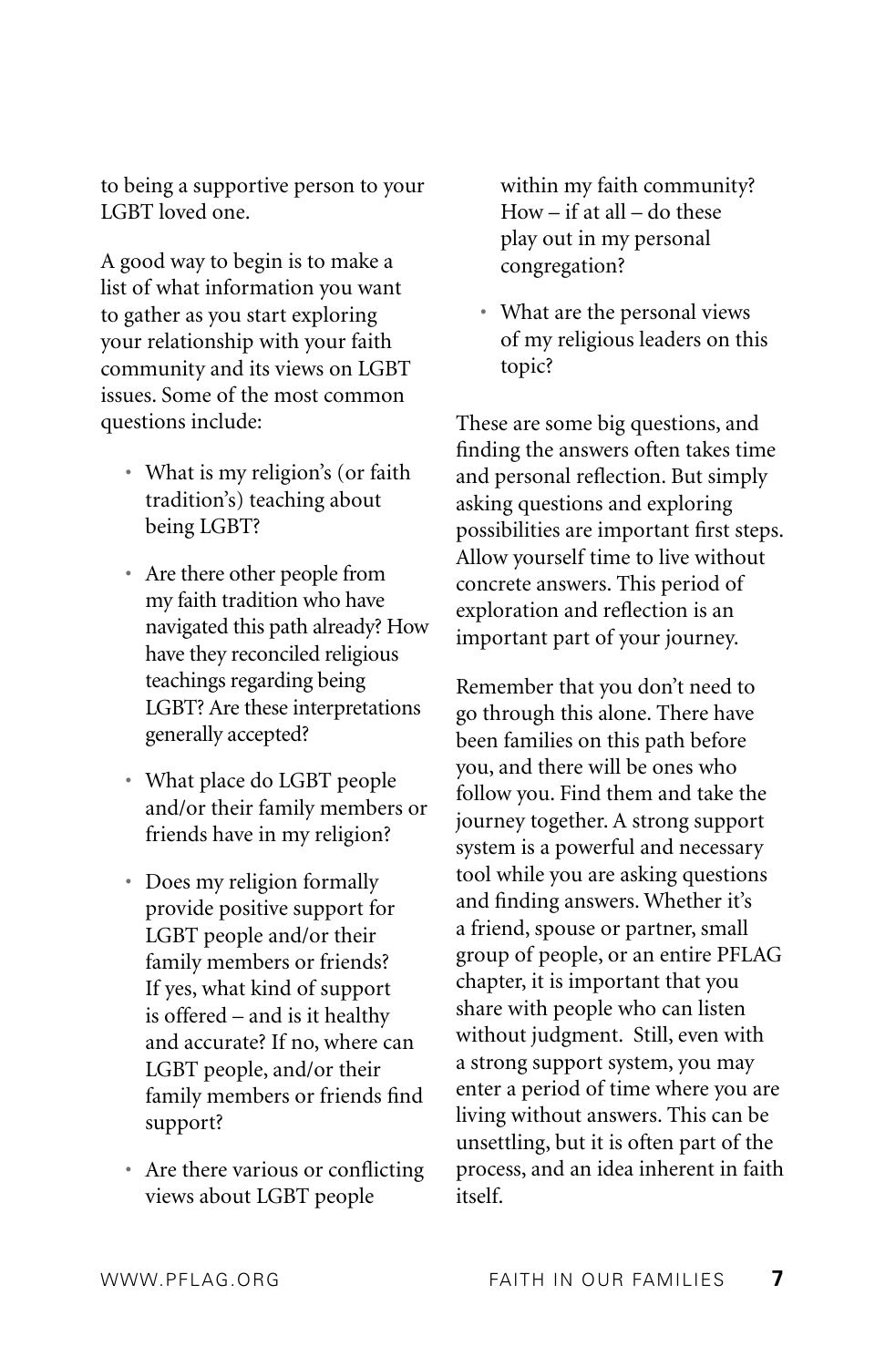to being a supportive person to your LGBT loved one.

A good way to begin is to make a list of what information you want to gather as you start exploring your relationship with your faith community and its views on LGBT issues. Some of the most common questions include:

- What is my religion's (or faith tradition's) teaching about being LGBT?
- Are there other people from my faith tradition who have navigated this path already? How have they reconciled religious teachings regarding being LGBT? Are these interpretations generally accepted?
- What place do LGBT people and/or their family members or friends have in my religion?
- Does my religion formally provide positive support for LGBT people and/or their family members or friends? If yes, what kind of support is offered – and is it healthy and accurate? If no, where can LGBT people, and/or their family members or friends find support?
- Are there various or conflicting views about LGBT people within my faith community? How – if at all – do these play out in my personal congregation?
- What are the personal views of my religious leaders on this topic?

These are some big questions, and finding the answers often takes time and personal reflection. But simply asking questions and exploring possibilities are important first steps. Allow yourself time to live without concrete answers. This period of exploration and reflection is an important part of your journey.

Remember that you don't need to go through this alone. There have been families on this path before you, and there will be ones who follow you. Find them and take the journey together. A strong support system is a powerful and necessary tool while you are asking questions and finding answers. Whether it's a friend, spouse or partner, small group of people, or an entire PFLAG chapter, it is important that you share with people who can listen without judgment. Still, even with a strong support system, you may enter a period of time where you are living without answers. This can be unsettling, but it is often part of the process, and an idea inherent in faith itself.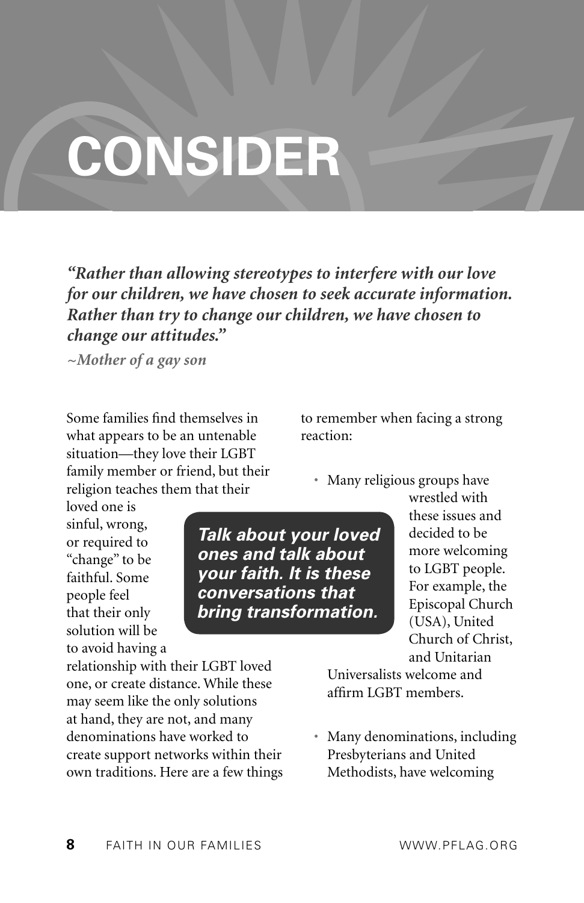# CONSIDER

***"Rather than allowing stereotypes to interfere with our love for our children, we have chosen to seek accurate information. Rather than try to change our children, we have chosen to change our attitudes."***

***~Mother of a gay son***

Some families find themselves in what appears to be an untenable situation—they love their LGBT family member or friend, but their religion teaches them that their loved one is sinful, wrong, or required to "change" to be faithful. Some people feel that their only solution will be to avoid having a relationship with their LGBT loved one, or create distance. While these may seem like the only solutions at hand, they are not, and many denominations have worked to create support networks within their own traditions. Here are a few things to remember when facing a strong reaction:

***Talk about your loved ones and talk about your faith. It is these conversations that bring transformation.***

- Many religious groups have wrestled with these issues and decided to be more welcoming to LGBT people. For example, the Episcopal Church (USA), United Church of Christ, and Unitarian Universalists welcome and affirm LGBT members.
- Many denominations, including Presbyterians and United Methodists, have welcoming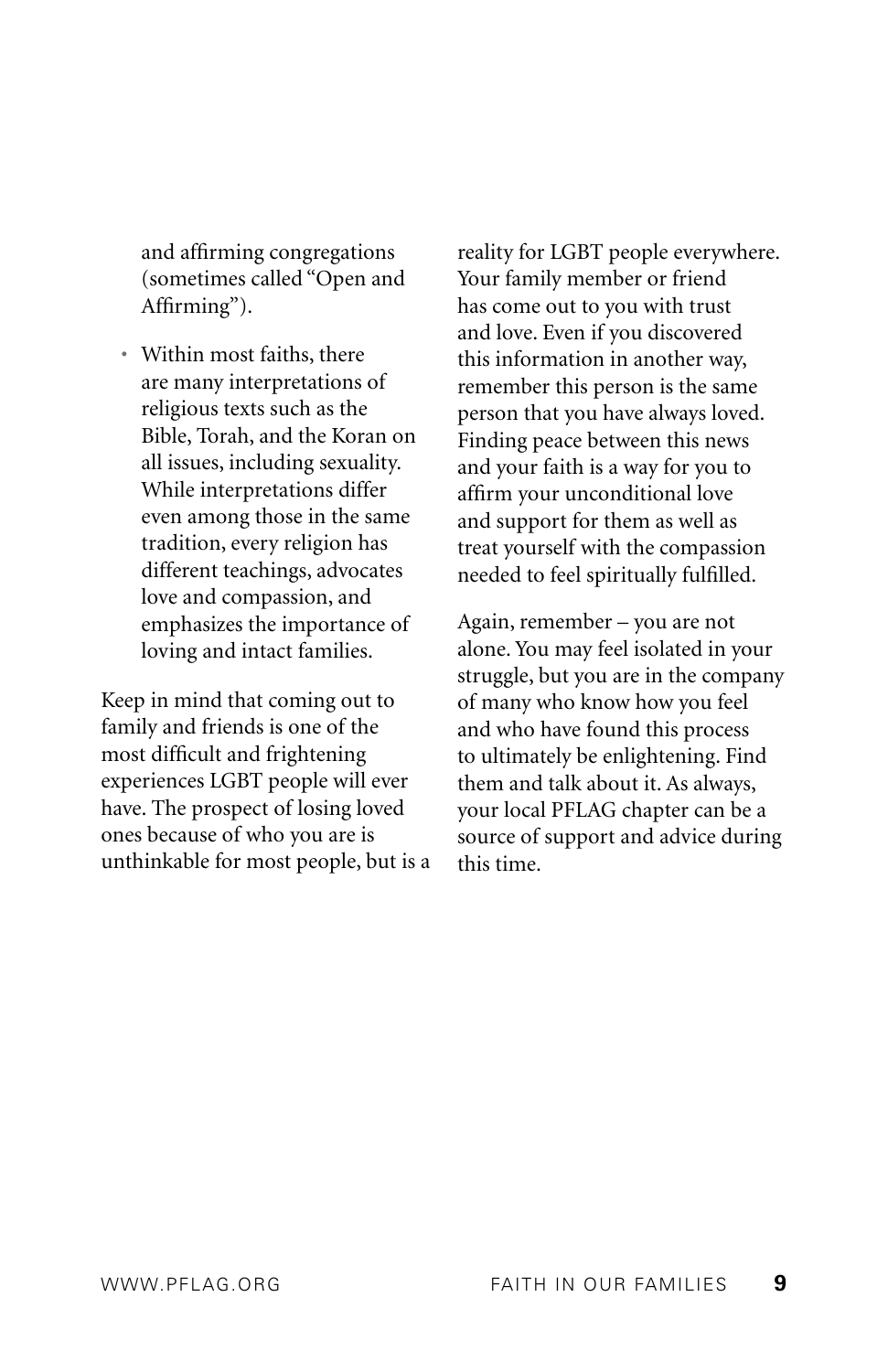and affirming congregations (sometimes called "Open and Affirming").

- Within most faiths, there are many interpretations of religious texts such as the Bible, Torah, and the Koran on all issues, including sexuality. While interpretations differ even among those in the same tradition, every religion has different teachings, advocates love and compassion, and emphasizes the importance of loving and intact families.

Keep in mind that coming out to family and friends is one of the most difficult and frightening experiences LGBT people will ever have. The prospect of losing loved ones because of who you are is unthinkable for most people, but is a reality for LGBT people everywhere. Your family member or friend has come out to you with trust and love. Even if you discovered this information in another way, remember this person is the same person that you have always loved. Finding peace between this news and your faith is a way for you to affirm your unconditional love and support for them as well as treat yourself with the compassion needed to feel spiritually fulfilled.

Again, remember – you are not alone. You may feel isolated in your struggle, but you are in the company of many who know how you feel and who have found this process to ultimately be enlightening. Find them and talk about it. As always, your local PFLAG chapter can be a source of support and advice during this time.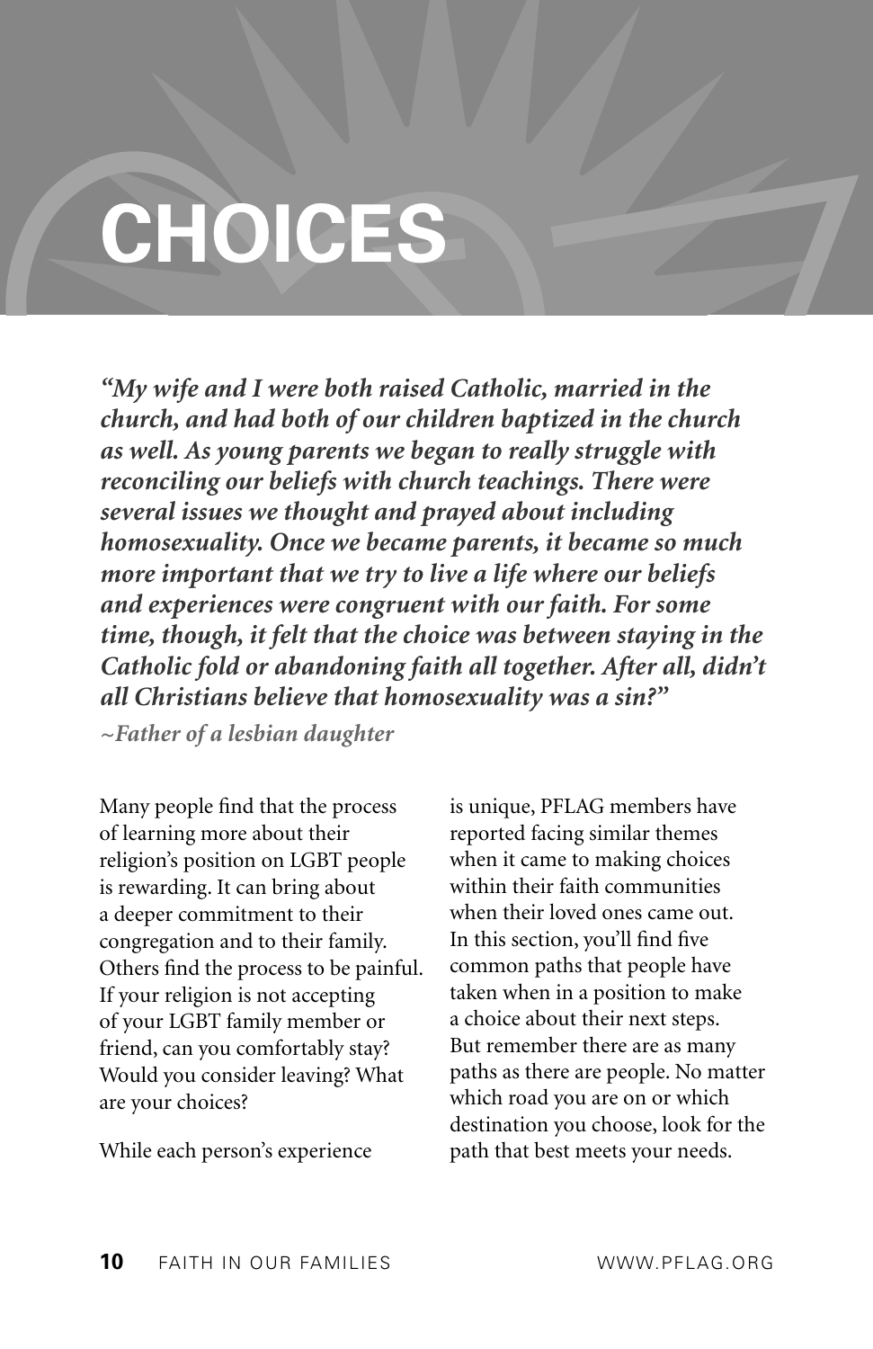# CHOICES

***"My wife and I were both raised Catholic, married in the church, and had both of our children baptized in the church as well. As young parents we began to really struggle with reconciling our beliefs with church teachings. There were several issues we thought and prayed about including homosexuality. Once we became parents, it became so much more important that we try to live a life where our beliefs and experiences were congruent with our faith. For some time, though, it felt that the choice was between staying in the Catholic fold or abandoning faith all together. After all, didn't all Christians believe that homosexuality was a sin?"***

***~Father of a lesbian daughter***

Many people find that the process of learning more about their religion's position on LGBT people is rewarding. It can bring about a deeper commitment to their congregation and to their family. Others find the process to be painful. If your religion is not accepting of your LGBT family member or friend, can you comfortably stay? Would you consider leaving? What are your choices?

While each person's experience is unique, PFLAG members have reported facing similar themes when it came to making choices within their faith communities when their loved ones came out. In this section, you'll find five common paths that people have taken when in a position to make a choice about their next steps. But remember there are as many paths as there are people. No matter which road you are on or which destination you choose, look for the path that best meets your needs.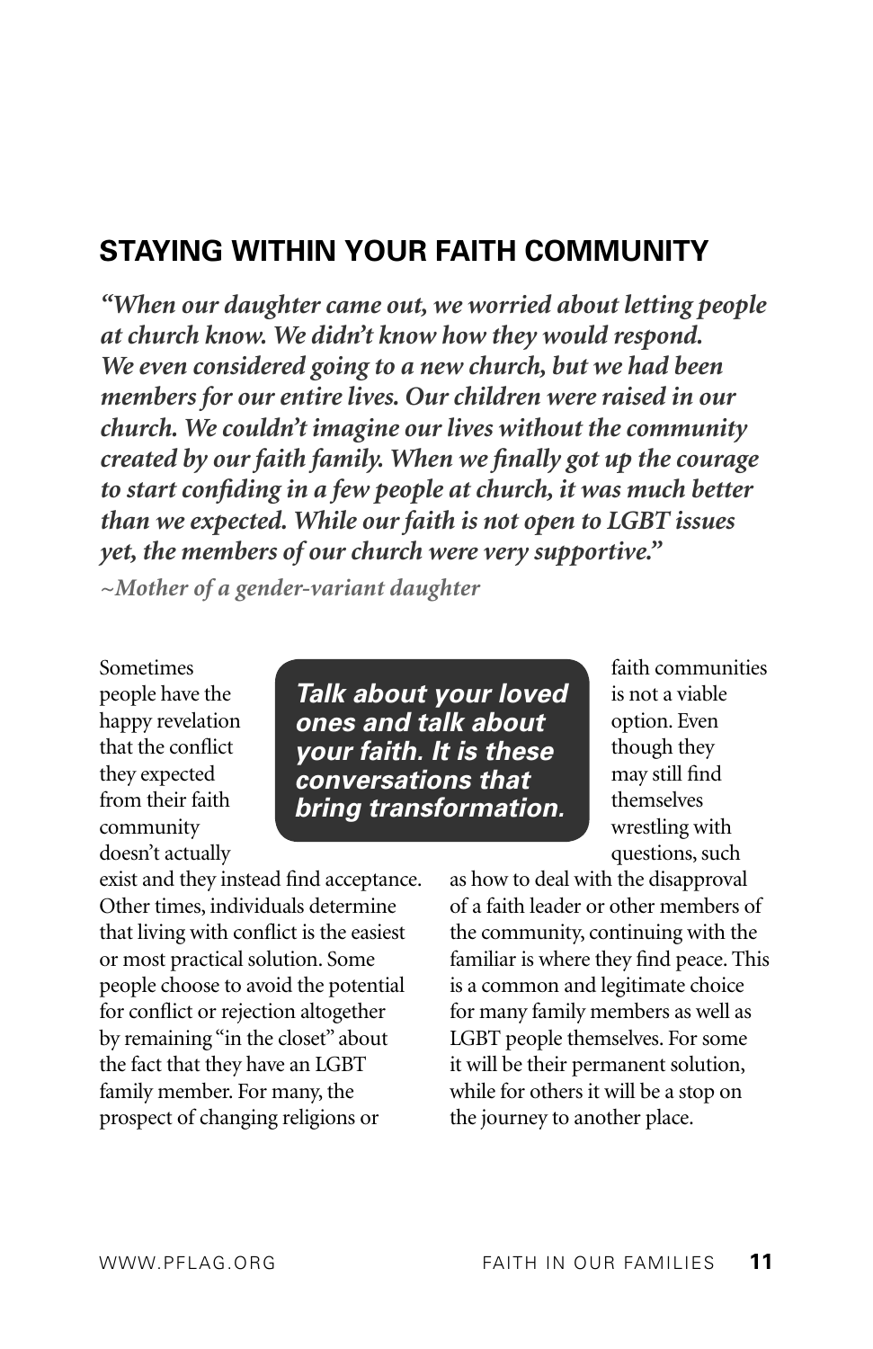## STAYING WITHIN YOUR FAITH COMMUNITY

***"When our daughter came out, we worried about letting people at church know. We didn't know how they would respond. We even considered going to a new church, but we had been members for our entire lives. Our children were raised in our church. We couldn't imagine our lives without the community created by our faith family. When we finally got up the courage to start confiding in a few people at church, it was much better than we expected. While our faith is not open to LGBT issues yet, the members of our church were very supportive."***

*~Mother of a gender-variant daughter*

**_Talk about your loved ones and talk about your faith. It is these conversations that bring transformation._**

Sometimes people have the happy revelation that the conflict they expected from their faith community doesn't actually exist and they instead find acceptance. Other times, individuals determine that living with conflict is the easiest or most practical solution. Some people choose to avoid the potential for conflict or rejection altogether by remaining "in the closet" about the fact that they have an LGBT family member. For many, the prospect of changing religions or faith communities is not a viable option. Even though they may still find themselves wrestling with questions, such as how to deal with the disapproval of a faith leader or other members of the community, continuing with the familiar is where they find peace. This is a common and legitimate choice for many family members as well as LGBT people themselves. For some it will be their permanent solution, while for others it will be a stop on the journey to another place.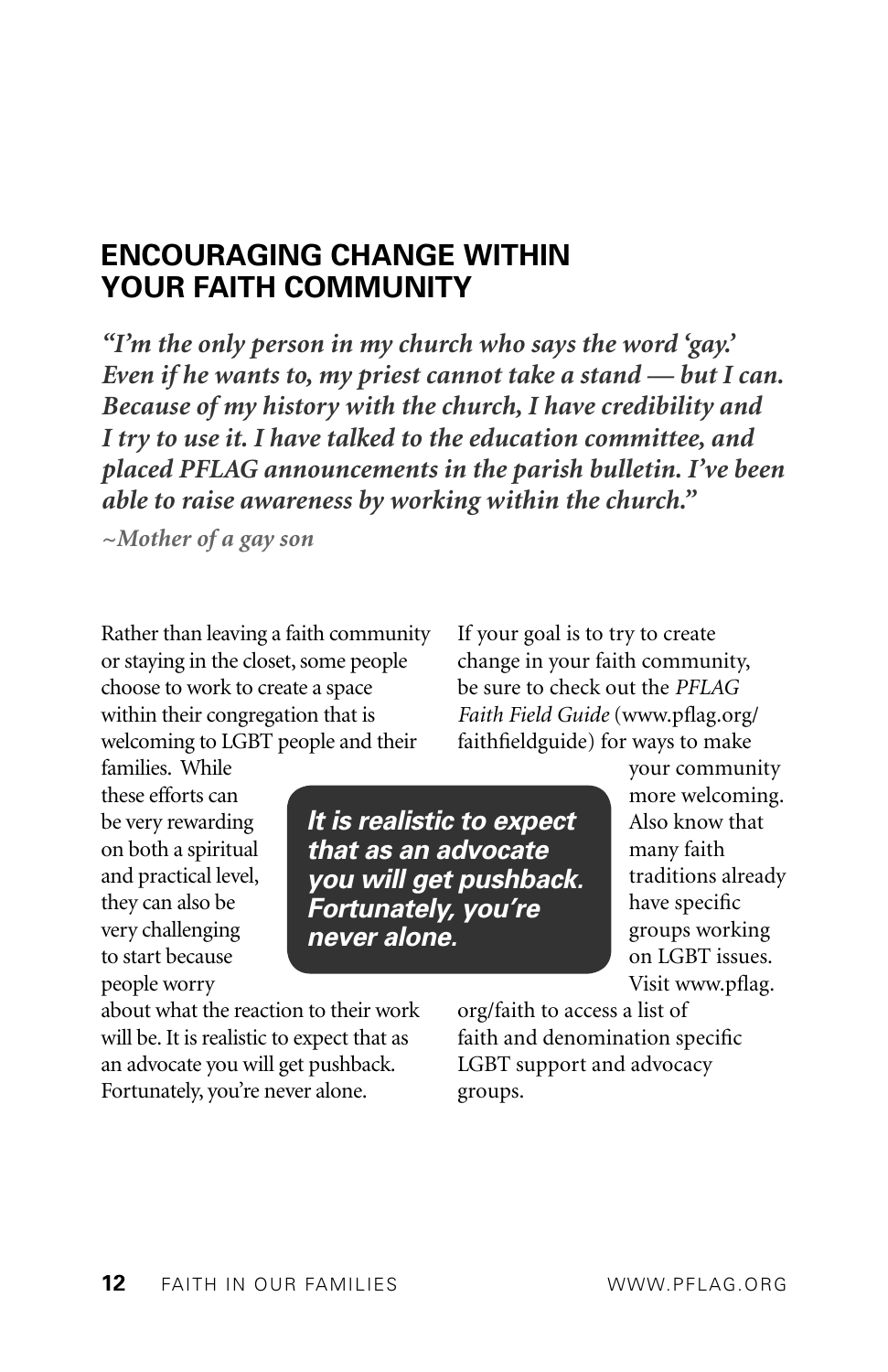## ENCOURAGING CHANGE WITHIN YOUR FAITH COMMUNITY

***"I'm the only person in my church who says the word 'gay.' Even if he wants to, my priest cannot take a stand — but I can. Because of my history with the church, I have credibility and I try to use it. I have talked to the education committee, and placed PFLAG announcements in the parish bulletin. I've been able to raise awareness by working within the church."***

***~Mother of a gay son***

Rather than leaving a faith community or staying in the closet, some people choose to work to create a space within their congregation that is welcoming to LGBT people and their families. While these efforts can be very rewarding on both a spiritual and practical level, they can also be very challenging to start because people worry about what the reaction to their work will be. It is realistic to expect that as an advocate you will get pushback. Fortunately, you're never alone.

***It is realistic to expect that as an advocate you will get pushback. Fortunately, you're never alone.***

If your goal is to try to create change in your faith community, be sure to check out the *PFLAG Faith Field Guide* (www.pflag.org/faithfieldguide) for ways to make your community more welcoming. Also know that many faith traditions already have specific groups working on LGBT issues. Visit www.pflag.org/faith to access a list of faith and denomination specific LGBT support and advocacy groups.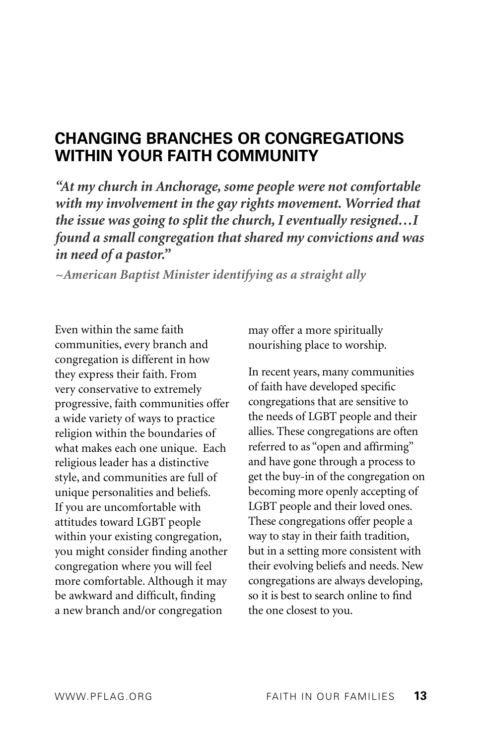## CHANGING BRANCHES OR CONGREGATIONS WITHIN YOUR FAITH COMMUNITY

***"At my church in Anchorage, some people were not comfortable with my involvement in the gay rights movement. Worried that the issue was going to split the church, I eventually resigned…I found a small congregation that shared my convictions and was in need of a pastor."***

***~American Baptist Minister identifying as a straight ally***

Even within the same faith communities, every branch and congregation is different in how they express their faith. From very conservative to extremely progressive, faith communities offer a wide variety of ways to practice religion within the boundaries of what makes each one unique. Each religious leader has a distinctive style, and communities are full of unique personalities and beliefs. If you are uncomfortable with attitudes toward LGBT people within your existing congregation, you might consider finding another congregation where you will feel more comfortable. Although it may be awkward and difficult, finding a new branch and/or congregation may offer a more spiritually nourishing place to worship.

In recent years, many communities of faith have developed specific congregations that are sensitive to the needs of LGBT people and their allies. These congregations are often referred to as "open and affirming" and have gone through a process to get the buy-in of the congregation on becoming more openly accepting of LGBT people and their loved ones. These congregations offer people a way to stay in their faith tradition, but in a setting more consistent with their evolving beliefs and needs. New congregations are always developing, so it is best to search online to find the one closest to you.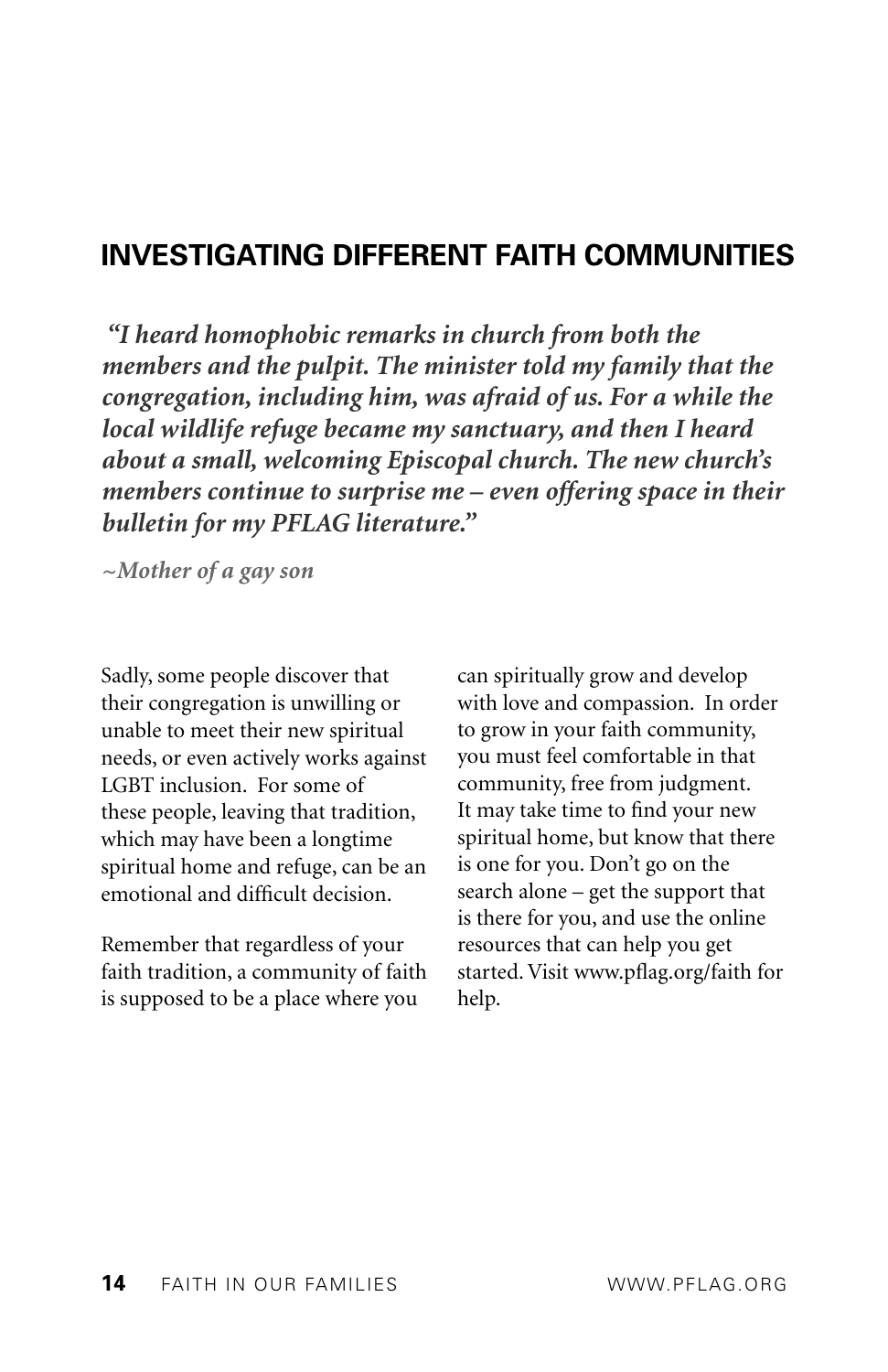## INVESTIGATING DIFFERENT FAITH COMMUNITIES

***"I heard homophobic remarks in church from both the members and the pulpit. The minister told my family that the congregation, including him, was afraid of us. For a while the local wildlife refuge became my sanctuary, and then I heard about a small, welcoming Episcopal church. The new church's members continue to surprise me – even offering space in their bulletin for my PFLAG literature."***

***~Mother of a gay son***

Sadly, some people discover that their congregation is unwilling or unable to meet their new spiritual needs, or even actively works against LGBT inclusion. For some of these people, leaving that tradition, which may have been a longtime spiritual home and refuge, can be an emotional and difficult decision.

Remember that regardless of your faith tradition, a community of faith is supposed to be a place where you can spiritually grow and develop with love and compassion. In order to grow in your faith community, you must feel comfortable in that community, free from judgment. It may take time to find your new spiritual home, but know that there is one for you. Don't go on the search alone – get the support that is there for you, and use the online resources that can help you get started. Visit www.pflag.org/faith for help.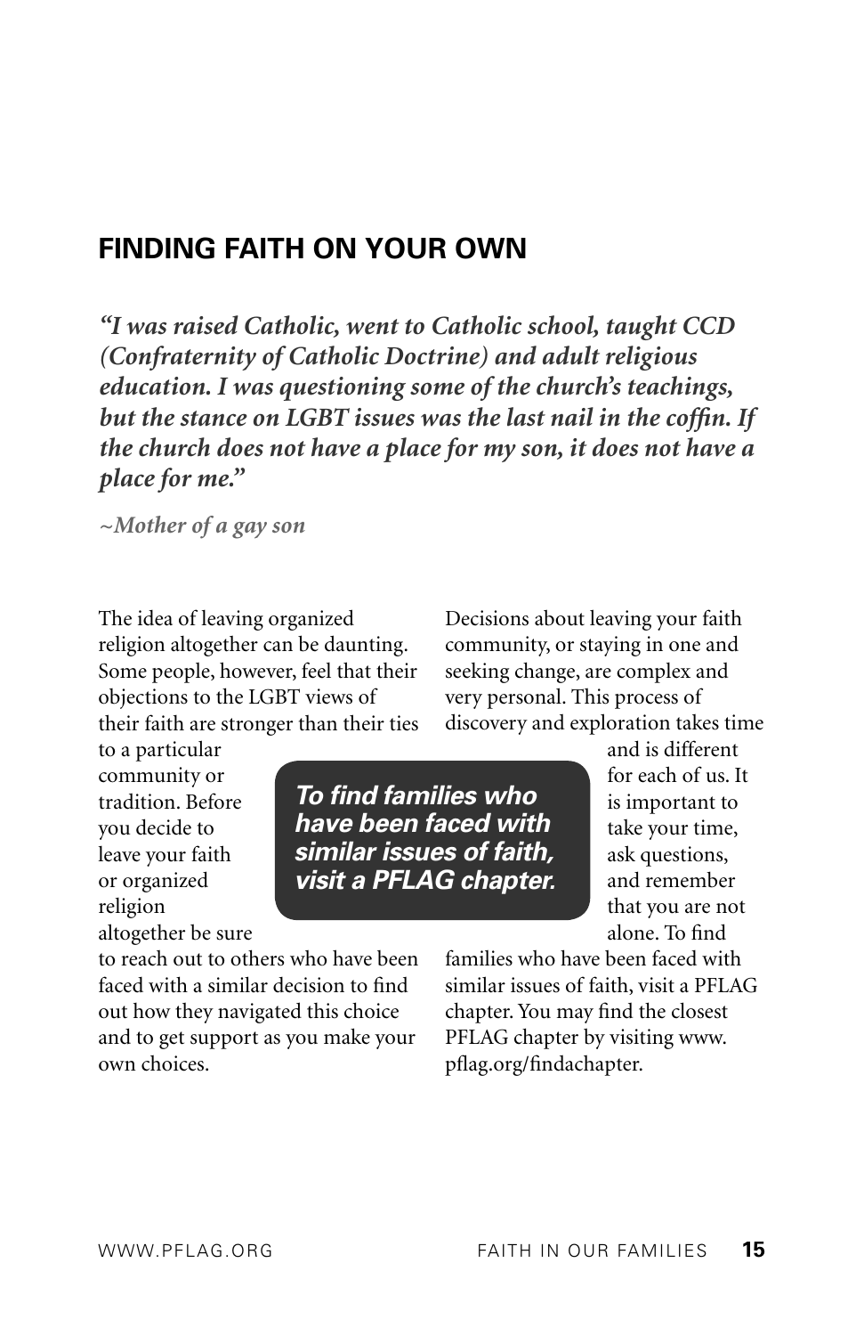## FINDING FAITH ON YOUR OWN

***"I was raised Catholic, went to Catholic school, taught CCD (Confraternity of Catholic Doctrine) and adult religious education. I was questioning some of the church's teachings, but the stance on LGBT issues was the last nail in the coffin. If the church does not have a place for my son, it does not have a place for me."***

***~Mother of a gay son***

The idea of leaving organized religion altogether can be daunting. Some people, however, feel that their objections to the LGBT views of their faith are stronger than their ties to a particular community or tradition. Before you decide to leave your faith or organized religion altogether be sure to reach out to others who have been faced with a similar decision to find out how they navigated this choice and to get support as you make your own choices.

***To find families who have been faced with similar issues of faith, visit a PFLAG chapter.***

Decisions about leaving your faith community, or staying in one and seeking change, are complex and very personal. This process of discovery and exploration takes time and is different for each of us. It is important to take your time, ask questions, and remember that you are not alone. To find families who have been faced with similar issues of faith, visit a PFLAG chapter. You may find the closest PFLAG chapter by visiting www.pflag.org/findachapter.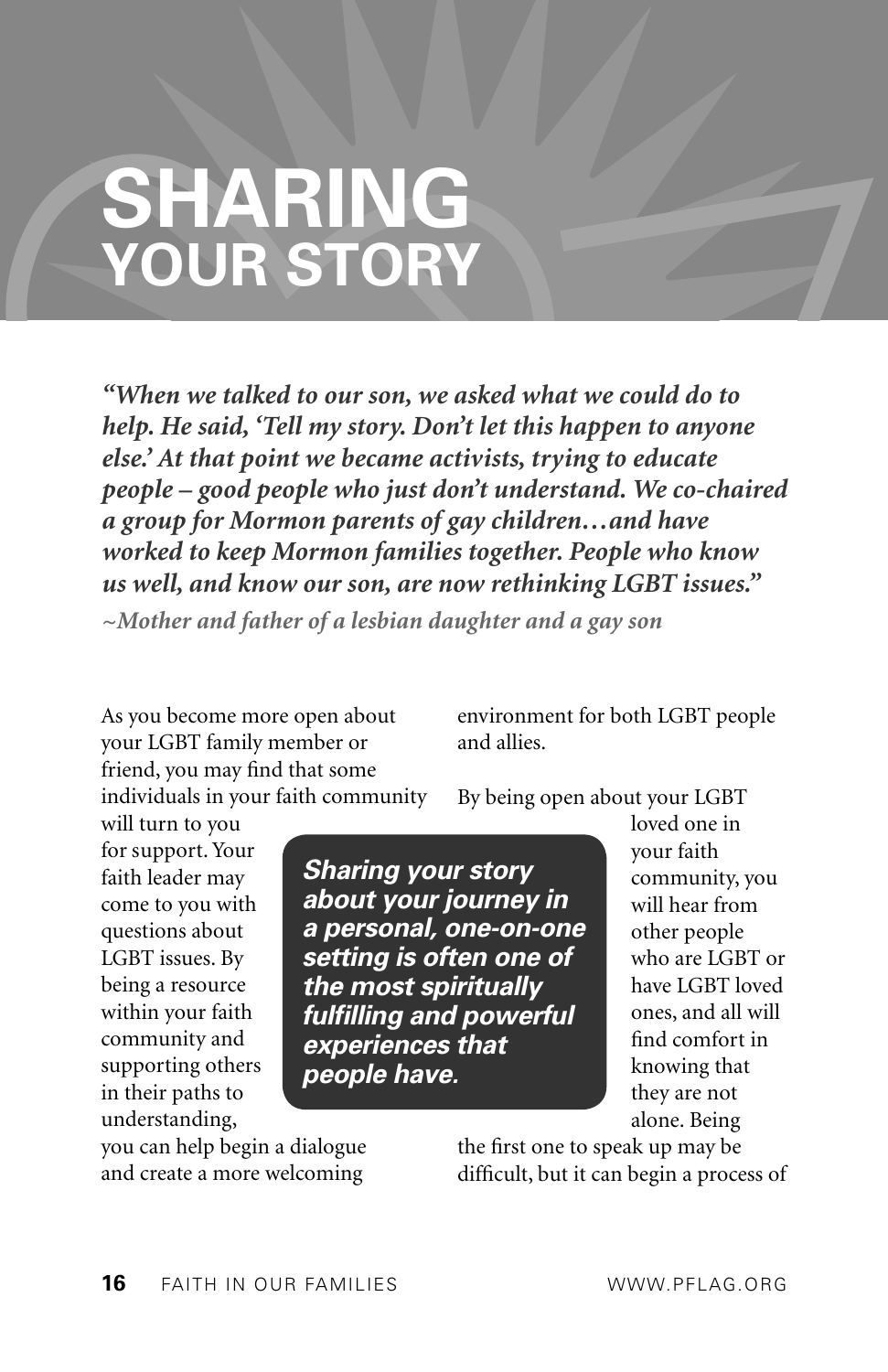# SHARING YOUR STORY

***"When we talked to our son, we asked what we could do to help. He said, 'Tell my story. Don't let this happen to anyone else.' At that point we became activists, trying to educate people – good people who just don't understand. We co-chaired a group for Mormon parents of gay children…and have worked to keep Mormon families together. People who know us well, and know our son, are now rethinking LGBT issues."***

***~Mother and father of a lesbian daughter and a gay son***

As you become more open about your LGBT family member or friend, you may find that some individuals in your faith community will turn to you for support. Your faith leader may come to you with questions about LGBT issues. By being a resource within your faith community and supporting others in their paths to understanding, you can help begin a dialogue and create a more welcoming environment for both LGBT people and allies.

***Sharing your story about your journey in a personal, one-on-one setting is often one of the most spiritually fulfilling and powerful experiences that people have.***

By being open about your LGBT loved one in your faith community, you will hear from other people who are LGBT or have LGBT loved ones, and all will find comfort in knowing that they are not alone. Being the first one to speak up may be difficult, but it can begin a process of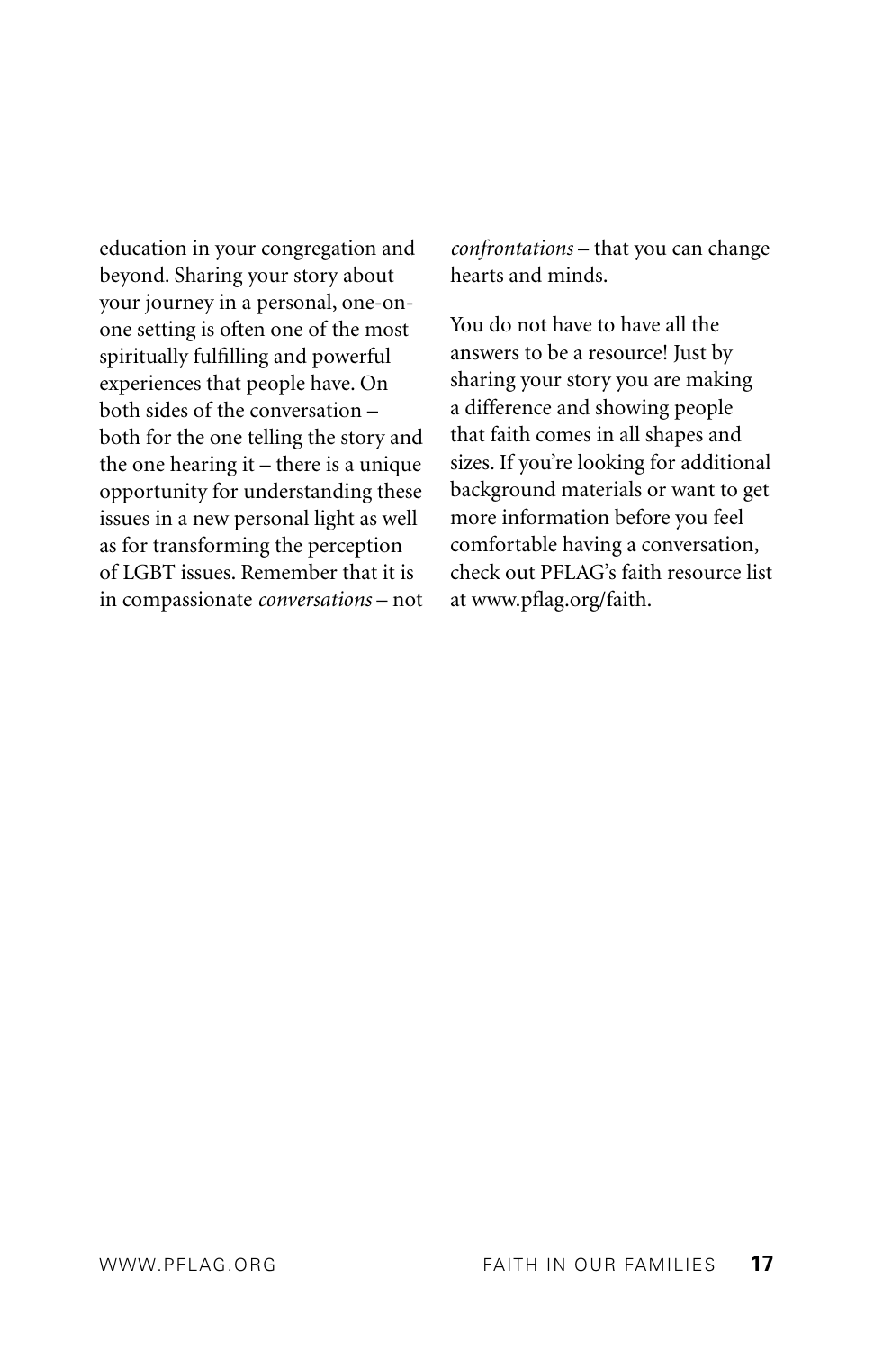education in your congregation and beyond. Sharing your story about your journey in a personal, one-on-one setting is often one of the most spiritually fulfilling and powerful experiences that people have. On both sides of the conversation – both for the one telling the story and the one hearing it – there is a unique opportunity for understanding these issues in a new personal light as well as for transforming the perception of LGBT issues. Remember that it is in compassionate *conversations* – not *confrontations* – that you can change hearts and minds.

You do not have to have all the answers to be a resource! Just by sharing your story you are making a difference and showing people that faith comes in all shapes and sizes. If you're looking for additional background materials or want to get more information before you feel comfortable having a conversation, check out PFLAG's faith resource list at www.pflag.org/faith.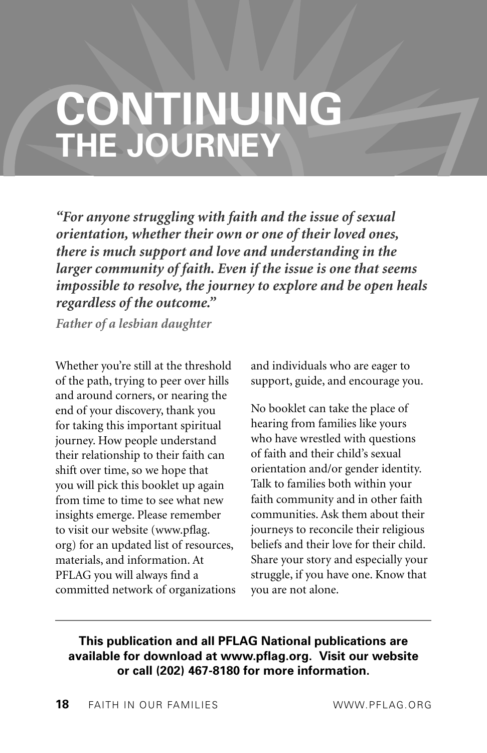# CONTINUING THE JOURNEY

***"For anyone struggling with faith and the issue of sexual orientation, whether their own or one of their loved ones, there is much support and love and understanding in the larger community of faith. Even if the issue is one that seems impossible to resolve, the journey to explore and be open heals regardless of the outcome."***

***Father of a lesbian daughter***

Whether you're still at the threshold of the path, trying to peer over hills and around corners, or nearing the end of your discovery, thank you for taking this important spiritual journey. How people understand their relationship to their faith can shift over time, so we hope that you will pick this booklet up again from time to time to see what new insights emerge. Please remember to visit our website (www.pflag.org) for an updated list of resources, materials, and information. At PFLAG you will always find a committed network of organizations and individuals who are eager to support, guide, and encourage you.

No booklet can take the place of hearing from families like yours who have wrestled with questions of faith and their child's sexual orientation and/or gender identity. Talk to families both within your faith community and in other faith communities. Ask them about their journeys to reconcile their religious beliefs and their love for their child. Share your story and especially your struggle, if you have one. Know that you are not alone.

---

**This publication and all PFLAG National publications are available for download at www.pflag.org. Visit our website or call (202) 467-8180 for more information.**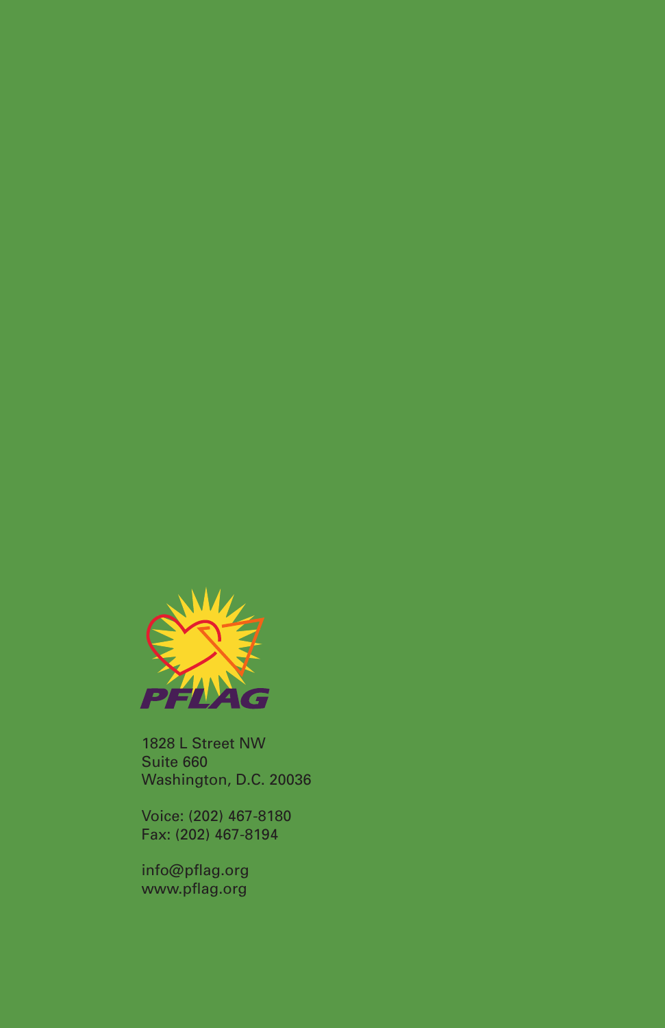PFLAG

1828 L Street NW
Suite 660
Washington, D.C. 20036

Voice: (202) 467-8180
Fax: (202) 467-8194

info@pflag.org
www.pflag.org